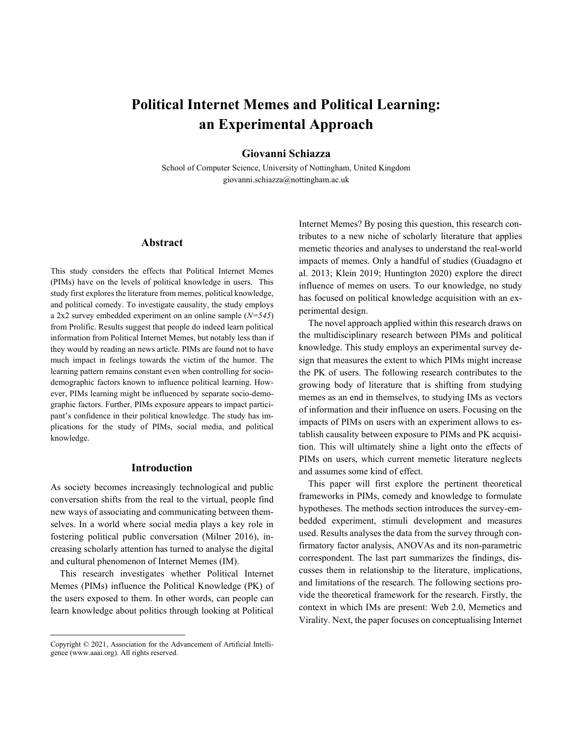# Political Internet Memes and Political Learning: an Experimental Approach

**Giovanni Schiazza**

School of Computer Science, University of Nottingham, United Kingdom
giovanni.schiazza@nottingham.ac.uk

## Abstract

This study considers the effects that Political Internet Memes (PIMs) have on the levels of political knowledge in users. This study first explores the literature from memes, political knowledge, and political comedy. To investigate causality, the study employs a 2x2 survey embedded experiment on an online sample (*N=545*) from Prolific. Results suggest that people do indeed learn political information from Political Internet Memes, but notably less than if they would by reading an news article. PIMs are found not to have much impact in feelings towards the victim of the humor. The learning pattern remains constant even when controlling for socio-demographic factors known to influence political learning. However, PIMs learning might be influenced by separate socio-demographic factors. Further, PIMs exposure appears to impact participant's confidence in their political knowledge. The study has implications for the study of PIMs, social media, and political knowledge.

## Introduction

As society becomes increasingly technological and public conversation shifts from the real to the virtual, people find new ways of associating and communicating between themselves. In a world where social media plays a key role in fostering political public conversation (Milner 2016), increasing scholarly attention has turned to analyse the digital and cultural phenomenon of Internet Memes (IM).

This research investigates whether Political Internet Memes (PIMs) influence the Political Knowledge (PK) of the users exposed to them. In other words, can people can learn knowledge about politics through looking at Political Internet Memes? By posing this question, this research contributes to a new niche of scholarly literature that applies memetic theories and analyses to understand the real-world impacts of memes. Only a handful of studies (Guadagno et al. 2013; Klein 2019; Huntington 2020) explore the direct influence of memes on users. To our knowledge, no study has focused on political knowledge acquisition with an experimental design.

The novel approach applied within this research draws on the multidisciplinary research between PIMs and political knowledge. This study employs an experimental survey design that measures the extent to which PIMs might increase the PK of users. The following research contributes to the growing body of literature that is shifting from studying memes as an end in themselves, to studying IMs as vectors of information and their influence on users. Focusing on the impacts of PIMs on users with an experiment allows to establish causality between exposure to PIMs and PK acquisition. This will ultimately shine a light onto the effects of PIMs on users, which current memetic literature neglects and assumes some kind of effect.

This paper will first explore the pertinent theoretical frameworks in PIMs, comedy and knowledge to formulate hypotheses. The methods section introduces the survey-embedded experiment, stimuli development and measures used. Results analyses the data from the survey through confirmatory factor analysis, ANOVAs and its non-parametric correspondent. The last part summarizes the findings, discusses them in relationship to the literature, implications, and limitations of the research. The following sections provide the theoretical framework for the research. Firstly, the context in which IMs are present: Web 2.0, Memetics and Virality. Next, the paper focuses on conceptualising Internet

Copyright © 2021, Association for the Advancement of Artificial Intelligence (www.aaai.org). All rights reserved.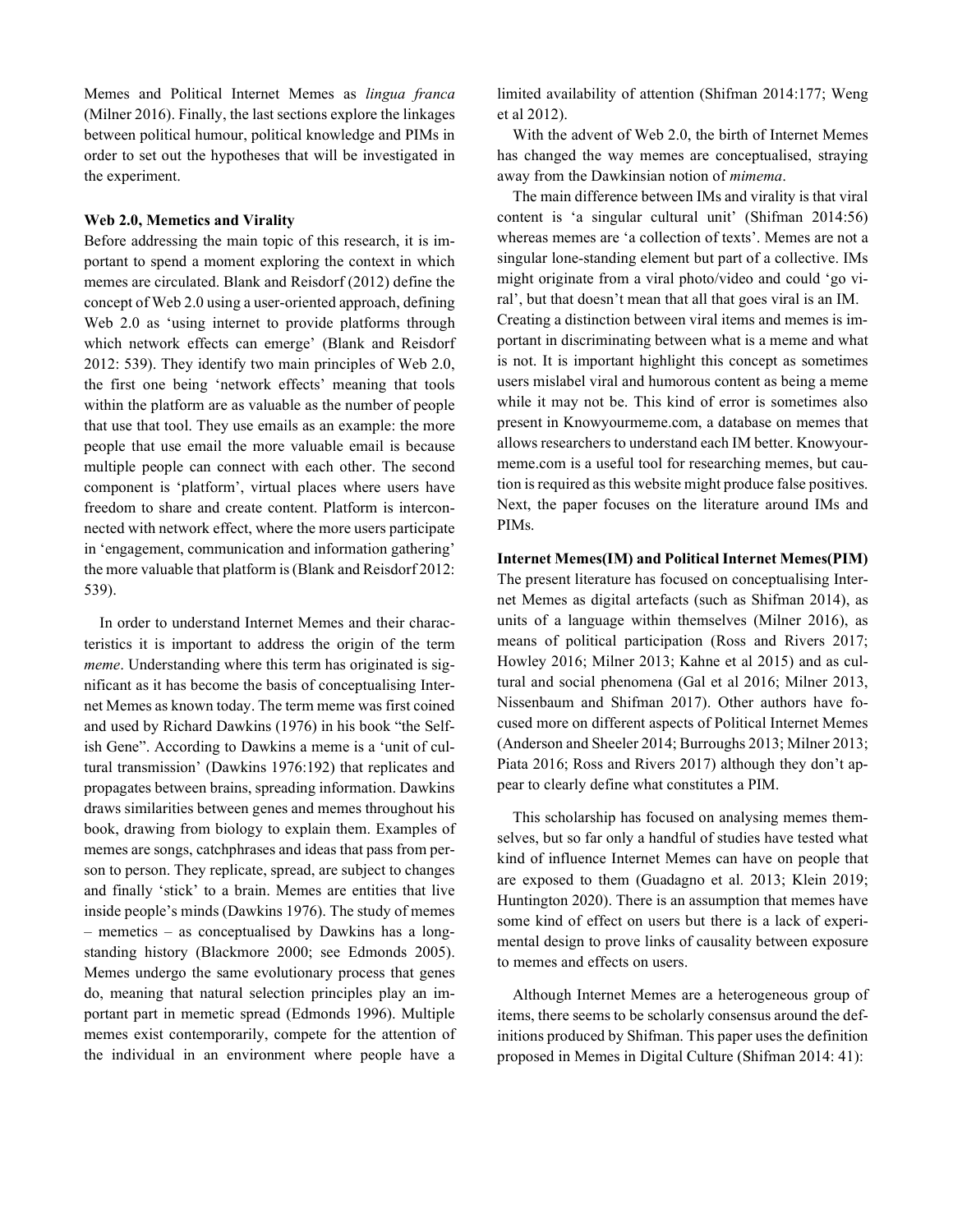Memes and Political Internet Memes as *lingua franca* (Milner 2016). Finally, the last sections explore the linkages between political humour, political knowledge and PIMs in order to set out the hypotheses that will be investigated in the experiment.

### Web 2.0, Memetics and Virality

Before addressing the main topic of this research, it is important to spend a moment exploring the context in which memes are circulated. Blank and Reisdorf (2012) define the concept of Web 2.0 using a user-oriented approach, defining Web 2.0 as 'using internet to provide platforms through which network effects can emerge' (Blank and Reisdorf 2012: 539). They identify two main principles of Web 2.0, the first one being 'network effects' meaning that tools within the platform are as valuable as the number of people that use that tool. They use emails as an example: the more people that use email the more valuable email is because multiple people can connect with each other. The second component is 'platform', virtual places where users have freedom to share and create content. Platform is interconnected with network effect, where the more users participate in 'engagement, communication and information gathering' the more valuable that platform is (Blank and Reisdorf 2012: 539).

In order to understand Internet Memes and their characteristics it is important to address the origin of the term *meme*. Understanding where this term has originated is significant as it has become the basis of conceptualising Internet Memes as known today. The term meme was first coined and used by Richard Dawkins (1976) in his book "the Selfish Gene". According to Dawkins a meme is a 'unit of cultural transmission' (Dawkins 1976:192) that replicates and propagates between brains, spreading information. Dawkins draws similarities between genes and memes throughout his book, drawing from biology to explain them. Examples of memes are songs, catchphrases and ideas that pass from person to person. They replicate, spread, are subject to changes and finally 'stick' to a brain. Memes are entities that live inside people's minds (Dawkins 1976). The study of memes – memetics – as conceptualised by Dawkins has a longstanding history (Blackmore 2000; see Edmonds 2005). Memes undergo the same evolutionary process that genes do, meaning that natural selection principles play an important part in memetic spread (Edmonds 1996). Multiple memes exist contemporarily, compete for the attention of the individual in an environment where people have a limited availability of attention (Shifman 2014:177; Weng et al 2012).

With the advent of Web 2.0, the birth of Internet Memes has changed the way memes are conceptualised, straying away from the Dawkinsian notion of *mimema*.

The main difference between IMs and virality is that viral content is 'a singular cultural unit' (Shifman 2014:56) whereas memes are 'a collection of texts'. Memes are not a singular lone-standing element but part of a collective. IMs might originate from a viral photo/video and could 'go viral', but that doesn't mean that all that goes viral is an IM. Creating a distinction between viral items and memes is important in discriminating between what is a meme and what is not. It is important highlight this concept as sometimes users mislabel viral and humorous content as being a meme while it may not be. This kind of error is sometimes also present in Knowyourmeme.com, a database on memes that allows researchers to understand each IM better. Knowyourmeme.com is a useful tool for researching memes, but caution is required as this website might produce false positives. Next, the paper focuses on the literature around IMs and PIMs.

### Internet Memes(IM) and Political Internet Memes(PIM)

The present literature has focused on conceptualising Internet Memes as digital artefacts (such as Shifman 2014), as units of a language within themselves (Milner 2016), as means of political participation (Ross and Rivers 2017; Howley 2016; Milner 2013; Kahne et al 2015) and as cultural and social phenomena (Gal et al 2016; Milner 2013, Nissenbaum and Shifman 2017). Other authors have focused more on different aspects of Political Internet Memes (Anderson and Sheeler 2014; Burroughs 2013; Milner 2013; Piata 2016; Ross and Rivers 2017) although they don't appear to clearly define what constitutes a PIM.

This scholarship has focused on analysing memes themselves, but so far only a handful of studies have tested what kind of influence Internet Memes can have on people that are exposed to them (Guadagno et al. 2013; Klein 2019; Huntington 2020). There is an assumption that memes have some kind of effect on users but there is a lack of experimental design to prove links of causality between exposure to memes and effects on users.

Although Internet Memes are a heterogeneous group of items, there seems to be scholarly consensus around the definitions produced by Shifman. This paper uses the definition proposed in Memes in Digital Culture (Shifman 2014: 41):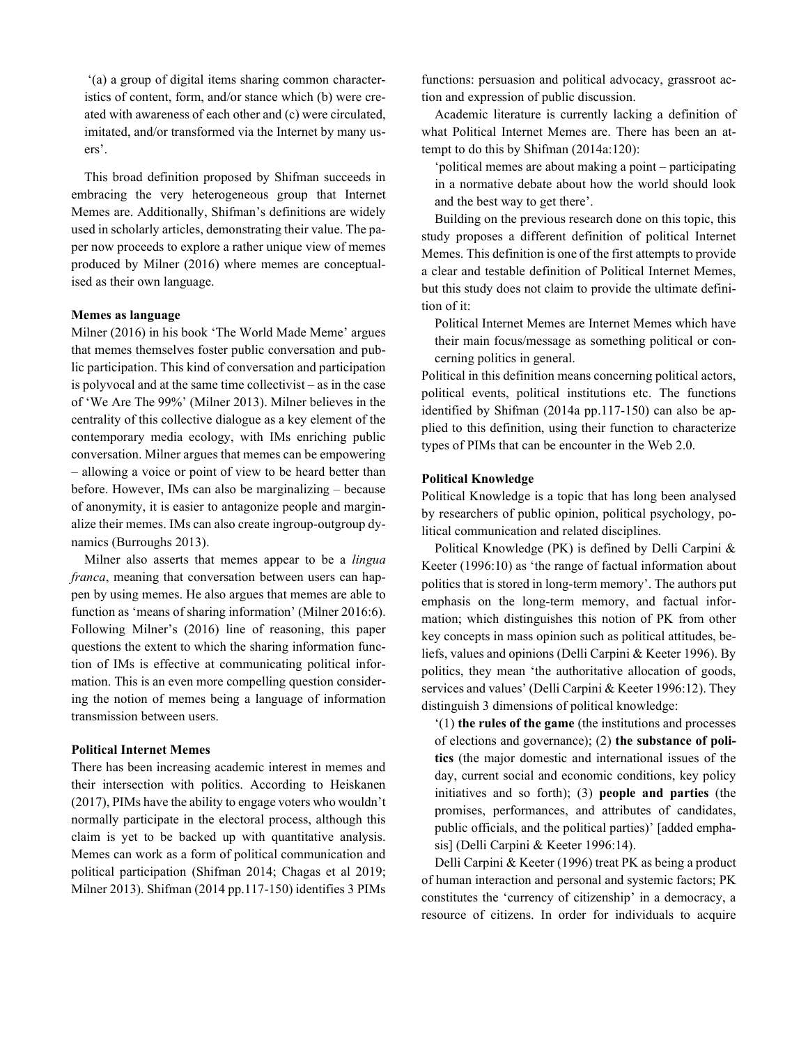'(a) a group of digital items sharing common characteristics of content, form, and/or stance which (b) were created with awareness of each other and (c) were circulated, imitated, and/or transformed via the Internet by many users'.

This broad definition proposed by Shifman succeeds in embracing the very heterogeneous group that Internet Memes are. Additionally, Shifman's definitions are widely used in scholarly articles, demonstrating their value. The paper now proceeds to explore a rather unique view of memes produced by Milner (2016) where memes are conceptualised as their own language.

**Memes as language**

Milner (2016) in his book 'The World Made Meme' argues that memes themselves foster public conversation and public participation. This kind of conversation and participation is polyvocal and at the same time collectivist – as in the case of 'We Are The 99%' (Milner 2013). Milner believes in the centrality of this collective dialogue as a key element of the contemporary media ecology, with IMs enriching public conversation. Milner argues that memes can be empowering – allowing a voice or point of view to be heard better than before. However, IMs can also be marginalizing – because of anonymity, it is easier to antagonize people and marginalize their memes. IMs can also create ingroup-outgroup dynamics (Burroughs 2013).

Milner also asserts that memes appear to be a *lingua franca*, meaning that conversation between users can happen by using memes. He also argues that memes are able to function as 'means of sharing information' (Milner 2016:6). Following Milner's (2016) line of reasoning, this paper questions the extent to which the sharing information function of IMs is effective at communicating political information. This is an even more compelling question considering the notion of memes being a language of information transmission between users.

**Political Internet Memes**

There has been increasing academic interest in memes and their intersection with politics. According to Heiskanen (2017), PIMs have the ability to engage voters who wouldn't normally participate in the electoral process, although this claim is yet to be backed up with quantitative analysis. Memes can work as a form of political communication and political participation (Shifman 2014; Chagas et al 2019; Milner 2013). Shifman (2014 pp.117-150) identifies 3 PIMs functions: persuasion and political advocacy, grassroot action and expression of public discussion.

Academic literature is currently lacking a definition of what Political Internet Memes are. There has been an attempt to do this by Shifman (2014a:120):

'political memes are about making a point – participating in a normative debate about how the world should look and the best way to get there'.

Building on the previous research done on this topic, this study proposes a different definition of political Internet Memes. This definition is one of the first attempts to provide a clear and testable definition of Political Internet Memes, but this study does not claim to provide the ultimate definition of it:

Political Internet Memes are Internet Memes which have their main focus/message as something political or concerning politics in general.

Political in this definition means concerning political actors, political events, political institutions etc. The functions identified by Shifman (2014a pp.117-150) can also be applied to this definition, using their function to characterize types of PIMs that can be encounter in the Web 2.0.

**Political Knowledge**

Political Knowledge is a topic that has long been analysed by researchers of public opinion, political psychology, political communication and related disciplines.

Political Knowledge (PK) is defined by Delli Carpini & Keeter (1996:10) as 'the range of factual information about politics that is stored in long-term memory'. The authors put emphasis on the long-term memory, and factual information; which distinguishes this notion of PK from other key concepts in mass opinion such as political attitudes, beliefs, values and opinions (Delli Carpini & Keeter 1996). By politics, they mean 'the authoritative allocation of goods, services and values' (Delli Carpini & Keeter 1996:12). They distinguish 3 dimensions of political knowledge:

'(1) **the rules of the game** (the institutions and processes of elections and governance); (2) **the substance of politics** (the major domestic and international issues of the day, current social and economic conditions, key policy initiatives and so forth); (3) **people and parties** (the promises, performances, and attributes of candidates, public officials, and the political parties)' [added emphasis] (Delli Carpini & Keeter 1996:14).

Delli Carpini & Keeter (1996) treat PK as being a product of human interaction and personal and systemic factors; PK constitutes the 'currency of citizenship' in a democracy, a resource of citizens. In order for individuals to acquire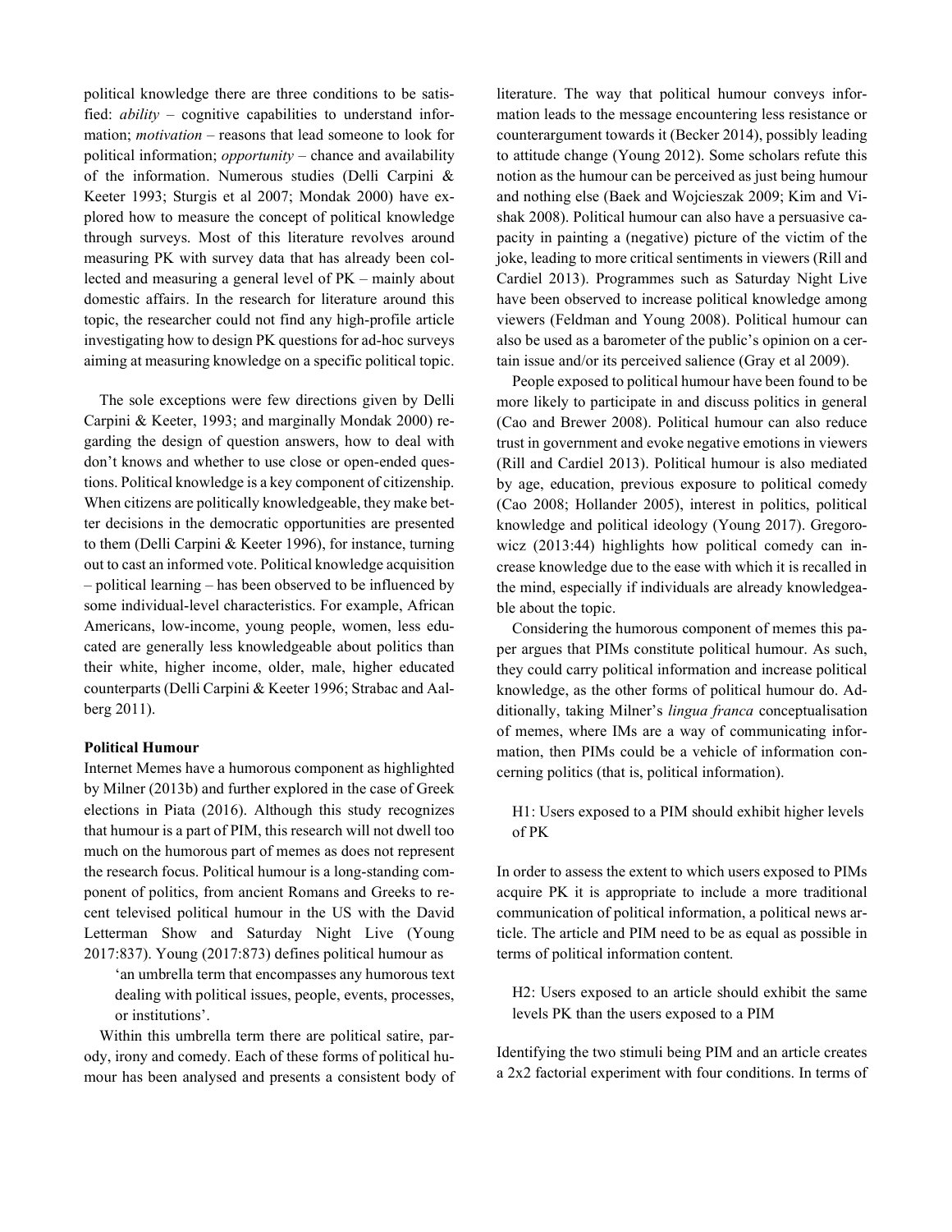political knowledge there are three conditions to be satisfied: *ability* – cognitive capabilities to understand information; *motivation* – reasons that lead someone to look for political information; *opportunity* – chance and availability of the information. Numerous studies (Delli Carpini & Keeter 1993; Sturgis et al 2007; Mondak 2000) have explored how to measure the concept of political knowledge through surveys. Most of this literature revolves around measuring PK with survey data that has already been collected and measuring a general level of PK – mainly about domestic affairs. In the research for literature around this topic, the researcher could not find any high-profile article investigating how to design PK questions for ad-hoc surveys aiming at measuring knowledge on a specific political topic.

The sole exceptions were few directions given by Delli Carpini & Keeter, 1993; and marginally Mondak 2000) regarding the design of question answers, how to deal with don't knows and whether to use close or open-ended questions. Political knowledge is a key component of citizenship. When citizens are politically knowledgeable, they make better decisions in the democratic opportunities are presented to them (Delli Carpini & Keeter 1996), for instance, turning out to cast an informed vote. Political knowledge acquisition – political learning – has been observed to be influenced by some individual-level characteristics. For example, African Americans, low-income, young people, women, less educated are generally less knowledgeable about politics than their white, higher income, older, male, higher educated counterparts (Delli Carpini & Keeter 1996; Strabac and Aalberg 2011).

**Political Humour**

Internet Memes have a humorous component as highlighted by Milner (2013b) and further explored in the case of Greek elections in Piata (2016). Although this study recognizes that humour is a part of PIM, this research will not dwell too much on the humorous part of memes as does not represent the research focus. Political humour is a long-standing component of politics, from ancient Romans and Greeks to recent televised political humour in the US with the David Letterman Show and Saturday Night Live (Young 2017:837). Young (2017:873) defines political humour as

> 'an umbrella term that encompasses any humorous text dealing with political issues, people, events, processes, or institutions'.

Within this umbrella term there are political satire, parody, irony and comedy. Each of these forms of political humour has been analysed and presents a consistent body of literature. The way that political humour conveys information leads to the message encountering less resistance or counterargument towards it (Becker 2014), possibly leading to attitude change (Young 2012). Some scholars refute this notion as the humour can be perceived as just being humour and nothing else (Baek and Wojcieszak 2009; Kim and Vishak 2008). Political humour can also have a persuasive capacity in painting a (negative) picture of the victim of the joke, leading to more critical sentiments in viewers (Rill and Cardiel 2013). Programmes such as Saturday Night Live have been observed to increase political knowledge among viewers (Feldman and Young 2008). Political humour can also be used as a barometer of the public's opinion on a certain issue and/or its perceived salience (Gray et al 2009).

People exposed to political humour have been found to be more likely to participate in and discuss politics in general (Cao and Brewer 2008). Political humour can also reduce trust in government and evoke negative emotions in viewers (Rill and Cardiel 2013). Political humour is also mediated by age, education, previous exposure to political comedy (Cao 2008; Hollander 2005), interest in politics, political knowledge and political ideology (Young 2017). Gregorowicz (2013:44) highlights how political comedy can increase knowledge due to the ease with which it is recalled in the mind, especially if individuals are already knowledgeable about the topic.

Considering the humorous component of memes this paper argues that PIMs constitute political humour. As such, they could carry political information and increase political knowledge, as the other forms of political humour do. Additionally, taking Milner's *lingua franca* conceptualisation of memes, where IMs are a way of communicating information, then PIMs could be a vehicle of information concerning politics (that is, political information).

> H1: Users exposed to a PIM should exhibit higher levels of PK

In order to assess the extent to which users exposed to PIMs acquire PK it is appropriate to include a more traditional communication of political information, a political news article. The article and PIM need to be as equal as possible in terms of political information content.

> H2: Users exposed to an article should exhibit the same levels PK than the users exposed to a PIM

Identifying the two stimuli being PIM and an article creates a 2x2 factorial experiment with four conditions. In terms of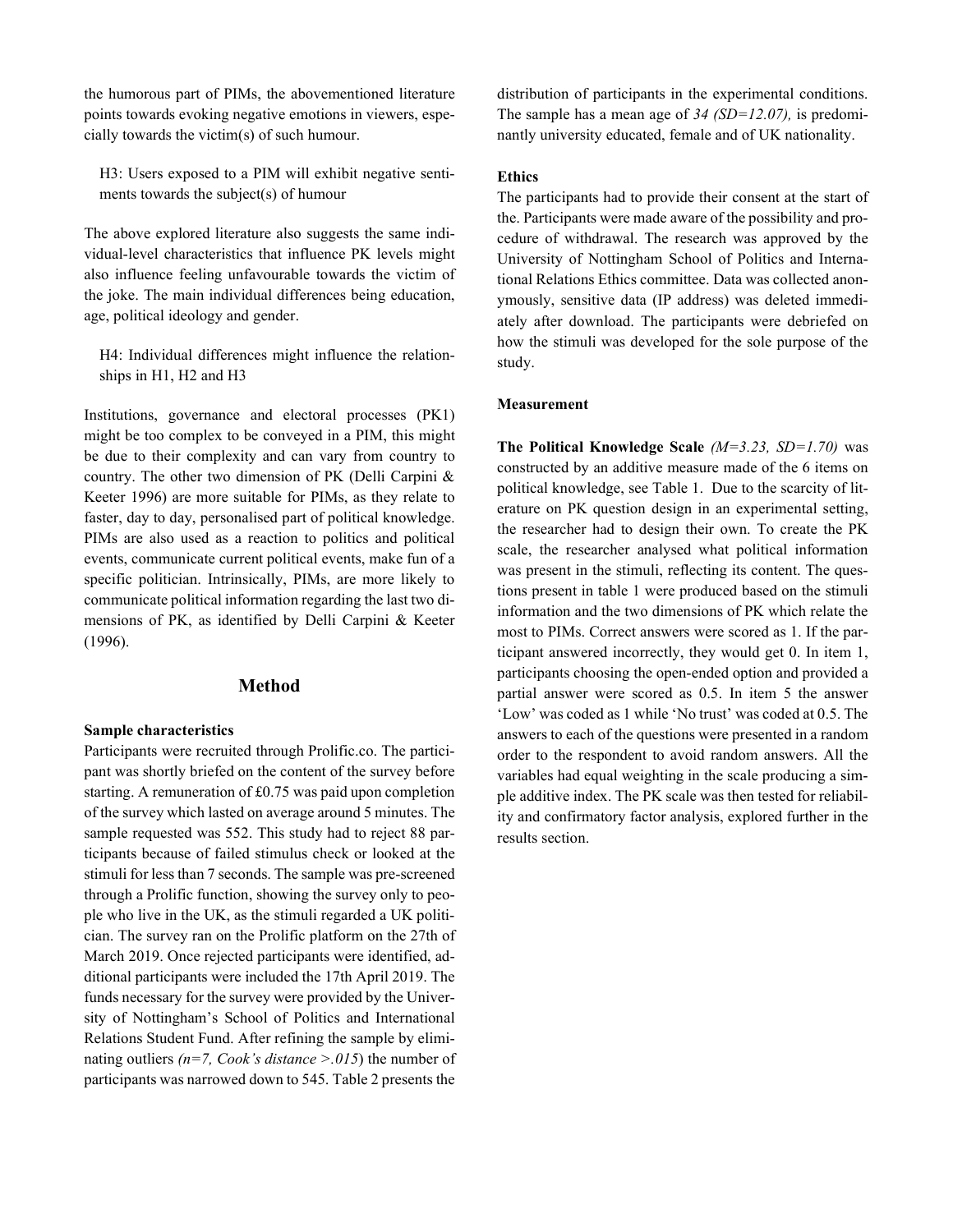the humorous part of PIMs, the abovementioned literature points towards evoking negative emotions in viewers, especially towards the victim(s) of such humour.

> H3: Users exposed to a PIM will exhibit negative sentiments towards the subject(s) of humour

The above explored literature also suggests the same individual-level characteristics that influence PK levels might also influence feeling unfavourable towards the victim of the joke. The main individual differences being education, age, political ideology and gender.

> H4: Individual differences might influence the relationships in H1, H2 and H3

Institutions, governance and electoral processes (PK1) might be too complex to be conveyed in a PIM, this might be due to their complexity and can vary from country to country. The other two dimension of PK (Delli Carpini & Keeter 1996) are more suitable for PIMs, as they relate to faster, day to day, personalised part of political knowledge. PIMs are also used as a reaction to politics and political events, communicate current political events, make fun of a specific politician. Intrinsically, PIMs, are more likely to communicate political information regarding the last two dimensions of PK, as identified by Delli Carpini & Keeter (1996).

## Method

### Sample characteristics

Participants were recruited through Prolific.co. The participant was shortly briefed on the content of the survey before starting. A remuneration of £0.75 was paid upon completion of the survey which lasted on average around 5 minutes. The sample requested was 552. This study had to reject 88 participants because of failed stimulus check or looked at the stimuli for less than 7 seconds. The sample was pre-screened through a Prolific function, showing the survey only to people who live in the UK, as the stimuli regarded a UK politician. The survey ran on the Prolific platform on the 27th of March 2019. Once rejected participants were identified, additional participants were included the 17th April 2019. The funds necessary for the survey were provided by the University of Nottingham's School of Politics and International Relations Student Fund. After refining the sample by eliminating outliers *(n=7, Cook's distance >.015*) the number of participants was narrowed down to 545. Table 2 presents the distribution of participants in the experimental conditions. The sample has a mean age of *34 (SD=12.07),* is predominantly university educated, female and of UK nationality.

### Ethics

The participants had to provide their consent at the start of the. Participants were made aware of the possibility and procedure of withdrawal. The research was approved by the University of Nottingham School of Politics and International Relations Ethics committee. Data was collected anonymously, sensitive data (IP address) was deleted immediately after download. The participants were debriefed on how the stimuli was developed for the sole purpose of the study.

### Measurement

**The Political Knowledge Scale** *(M=3.23, SD=1.70)* was constructed by an additive measure made of the 6 items on political knowledge, see Table 1. Due to the scarcity of literature on PK question design in an experimental setting, the researcher had to design their own. To create the PK scale, the researcher analysed what political information was present in the stimuli, reflecting its content. The questions present in table 1 were produced based on the stimuli information and the two dimensions of PK which relate the most to PIMs. Correct answers were scored as 1. If the participant answered incorrectly, they would get 0. In item 1, participants choosing the open-ended option and provided a partial answer were scored as 0.5. In item 5 the answer 'Low' was coded as 1 while 'No trust' was coded at 0.5. The answers to each of the questions were presented in a random order to the respondent to avoid random answers. All the variables had equal weighting in the scale producing a simple additive index. The PK scale was then tested for reliability and confirmatory factor analysis, explored further in the results section.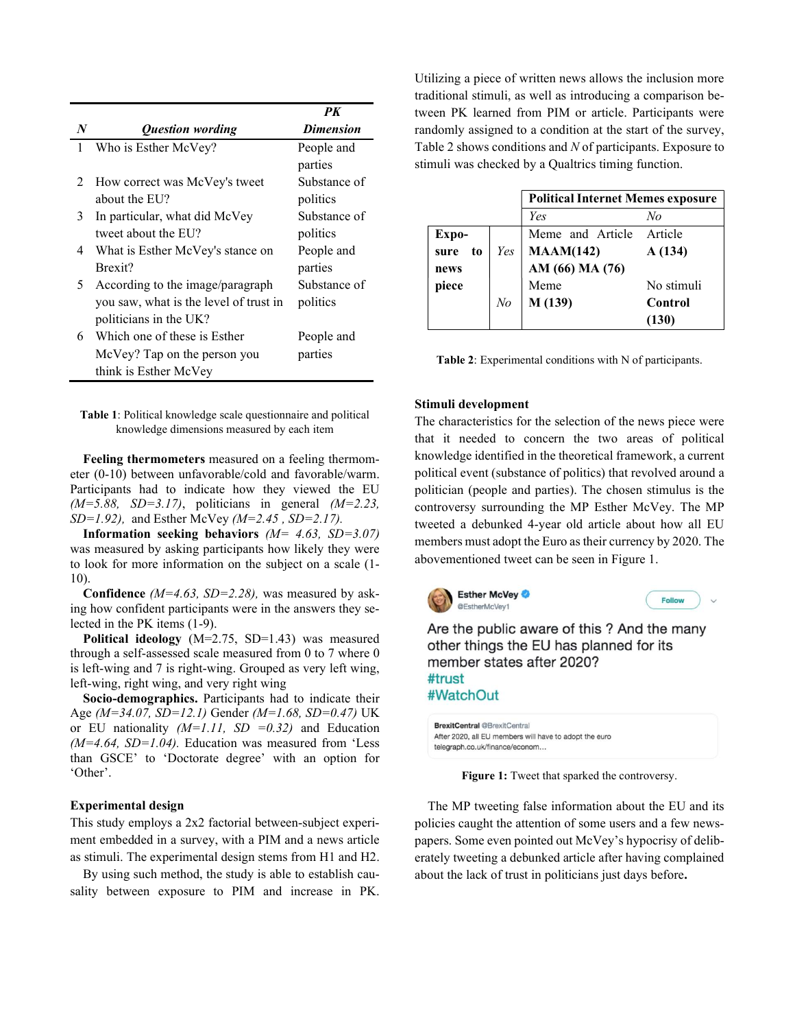| *N* | *Question wording* | *PK Dimension* |
|---|---|---|
| 1 | Who is Esther McVey? | People and parties |
| 2 | How correct was McVey's tweet about the EU? | Substance of politics |
| 3 | In particular, what did McVey tweet about the EU? | Substance of politics |
| 4 | What is Esther McVey's stance on Brexit? | People and parties |
| 5 | According to the image/paragraph you saw, what is the level of trust in politicians in the UK? | Substance of politics |
| 6 | Which one of these is Esther McVey? Tap on the person you think is Esther McVey | People and parties |

**Table 1**: Political knowledge scale questionnaire and political knowledge dimensions measured by each item

**Feeling thermometers** measured on a feeling thermometer (0-10) between unfavorable/cold and favorable/warm. Participants had to indicate how they viewed the EU *(M=5.88, SD=3.17)*, politicians in general *(M=2.23, SD=1.92),* and Esther McVey *(M=2.45 , SD=2.17).*

**Information seeking behaviors** *(M= 4.63, SD=3.07)* was measured by asking participants how likely they were to look for more information on the subject on a scale (1-10).

**Confidence** *(M=4.63, SD=2.28),* was measured by asking how confident participants were in the answers they selected in the PK items (1-9).

**Political ideology** (M=2.75, SD=1.43) was measured through a self-assessed scale measured from 0 to 7 where 0 is left-wing and 7 is right-wing. Grouped as very left wing, left-wing, right wing, and very right wing

**Socio-demographics.** Participants had to indicate their Age *(M=34.07, SD=12.1)* Gender *(M=1.68, SD=0.47)* UK or EU nationality *(M=1.11, SD =0.32)* and Education *(M=4.64, SD=1.04).* Education was measured from 'Less than GSCE' to 'Doctorate degree' with an option for 'Other'.

### Experimental design

This study employs a 2x2 factorial between-subject experiment embedded in a survey, with a PIM and a news article as stimuli. The experimental design stems from H1 and H2.

By using such method, the study is able to establish causality between exposure to PIM and increase in PK. Utilizing a piece of written news allows the inclusion more traditional stimuli, as well as introducing a comparison between PK learned from PIM or article. Participants were randomly assigned to a condition at the start of the survey, Table 2 shows conditions and *N* of participants. Exposure to stimuli was checked by a Qualtrics timing function.

| | | **Political Internet Memes exposure** | |
|---|---|---|---|
| | | *Yes* | *No* |
| **Exposure to news piece** | *Yes* | Meme and Article **MAAM(142) AM (66) MA (76)** | Article **A (134)** |
| | *No* | Meme **M (139)** | No stimuli **Control (130)** |

**Table 2**: Experimental conditions with N of participants.

### Stimuli development

The characteristics for the selection of the news piece were that it needed to concern the two areas of political knowledge identified in the theoretical framework, a current political event (substance of politics) that revolved around a politician (people and parties). The chosen stimulus is the controversy surrounding the MP Esther McVey. The MP tweeted a debunked 4-year old article about how all EU members must adopt the Euro as their currency by 2020. The abovementioned tweet can be seen in Figure 1.

Esther McVey
@EstherMcVey1
Follow
Are the public aware of this ? And the many other things the EU has planned for its member states after 2020?
#trust
#WatchOut
BrexitCentral @BrexitCentral
After 2020, all EU members will have to adopt the euro
telegraph.co.uk/finance/econom...

**Figure 1:** Tweet that sparked the controversy.

The MP tweeting false information about the EU and its policies caught the attention of some users and a few newspapers. Some even pointed out McVey's hypocrisy of deliberately tweeting a debunked article after having complained about the lack of trust in politicians just days before**.**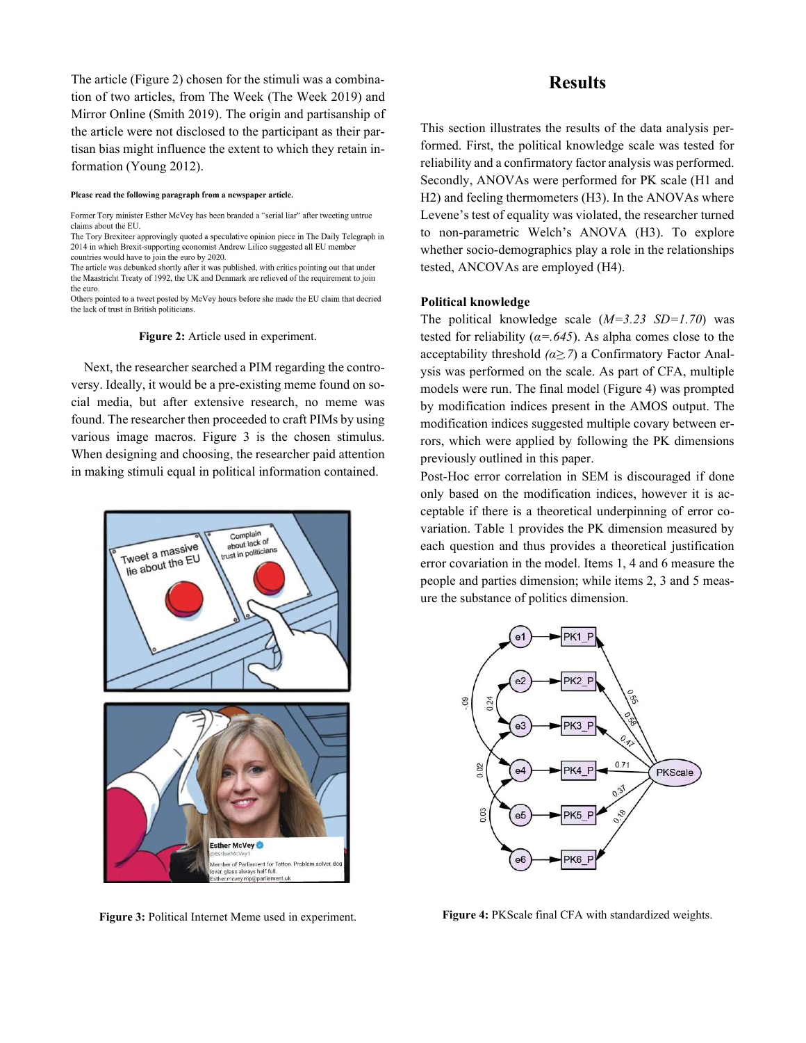The article (Figure 2) chosen for the stimuli was a combination of two articles, from The Week (The Week 2019) and Mirror Online (Smith 2019). The origin and partisanship of the article were not disclosed to the participant as their partisan bias might influence the extent to which they retain information (Young 2012).

**Please read the following paragraph from a newspaper article.**

Former Tory minister Esther McVey has been branded a "serial liar" after tweeting untrue claims about the EU.
The Tory Brexiteer approvingly quoted a speculative opinion piece in The Daily Telegraph in 2014 in which Brexit-supporting economist Andrew Lilico suggested all EU member countries would have to join the euro by 2020.
The article was debunked shortly after it was published, with critics pointing out that under the Maastricht Treaty of 1992, the UK and Denmark are relieved of the requirement to join the euro.
Others pointed to a tweet posted by McVey hours before she made the EU claim that decried the lack of trust in British politicians.

**Figure 2:** Article used in experiment.

Next, the researcher searched a PIM regarding the controversy. Ideally, it would be a pre-existing meme found on social media, but after extensive research, no meme was found. The researcher then proceeded to craft PIMs by using various image macros. Figure 3 is the chosen stimulus. When designing and choosing, the researcher paid attention in making stimuli equal in political information contained.

**Figure 3:** Political Internet Meme used in experiment.

## Results

This section illustrates the results of the data analysis performed. First, the political knowledge scale was tested for reliability and a confirmatory factor analysis was performed. Secondly, ANOVAs were performed for PK scale (H1 and H2) and feeling thermometers (H3). In the ANOVAs where Levene's test of equality was violated, the researcher turned to non-parametric Welch's ANOVA (H3). To explore whether socio-demographics play a role in the relationships tested, ANCOVAs are employed (H4).

### Political knowledge

The political knowledge scale (*M=3.23 SD=1.70*) was tested for reliability (*α=.645*). As alpha comes close to the acceptability threshold *(α≥.7)* a Confirmatory Factor Analysis was performed on the scale. As part of CFA, multiple models were run. The final model (Figure 4) was prompted by modification indices present in the AMOS output. The modification indices suggested multiple covary between errors, which were applied by following the PK dimensions previously outlined in this paper.

Post-Hoc error correlation in SEM is discouraged if done only based on the modification indices, however it is acceptable if there is a theoretical underpinning of error covariation. Table 1 provides the PK dimension measured by each question and thus provides a theoretical justification error covariation in the model. Items 1, 4 and 6 measure the people and parties dimension; while items 2, 3 and 5 measure the substance of politics dimension.

**Figure 4:** PKScale final CFA with standardized weights.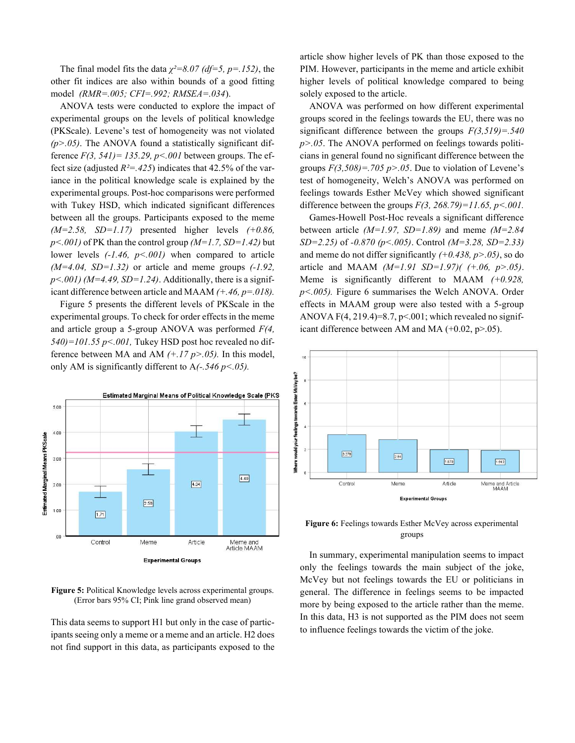The final model fits the data $\chi^2=8.07$ $(df=5, p=.152)$, the other fit indices are also within bounds of a good fitting model *(RMR=.005; CFI=.992; RMSEA=.034)*.

ANOVA tests were conducted to explore the impact of experimental groups on the levels of political knowledge (PKScale). Levene's test of homogeneity was not violated $(p>.05)$. The ANOVA found a statistically significant difference $F(3, 541)= 135.29$, $p<.001$ between groups. The effect size (adjusted $R^2=.425$) indicates that 42.5% of the variance in the political knowledge scale is explained by the experimental groups. Post-hoc comparisons were performed with Tukey HSD, which indicated significant differences between all the groups. Participants exposed to the meme $(M=2.58, SD=1.17)$ presented higher levels $(+0.86, p<.001)$ of PK than the control group $(M=1.7, SD=1.42)$ but lower levels $(-1.46, p<.001)$ when compared to article $(M=4.04, SD=1.32)$ or article and meme groups $(-1.92, p<.001)$ $(M=4.49, SD=1.24)$. Additionally, there is a significant difference between article and MAAM $(+.46, p=.018)$.

Figure 5 presents the different levels of PKScale in the experimental groups. To check for order effects in the meme and article group a 5-group ANOVA was performed $F(4, 540)=101.55$ $p<.001$, Tukey HSD post hoc revealed no difference between MA and AM $(+.17$ $p>.05)$. In this model, only AM is significantly different to A$(-.546$ $p<.05)$.

Estimated Marginal Means of Political Knowledge Scale (PKS

Estimated Marginal Means PKScale

5.00
4.00
3.00
2.00
1.00
.00

1.71
2.58
4.04
4.49

Control
Meme
Article
Meme and Article MAAM

Experimental Groups

**Figure 5:** Political Knowledge levels across experimental groups. (Error bars 95% CI; Pink line grand observed mean)

This data seems to support H1 but only in the case of participants seeing only a meme or a meme and an article. H2 does not find support in this data, as participants exposed to the article show higher levels of PK than those exposed to the PIM. However, participants in the meme and article exhibit higher levels of political knowledge compared to being solely exposed to the article.

ANOVA was performed on how different experimental groups scored in the feelings towards the EU, there was no significant difference between the groups $F(3,519)=.540$ $p>.05$. The ANOVA performed on feelings towards politicians in general found no significant difference between the groups $F(3,508)=.705$ $p>.05$. Due to violation of Levene's test of homogeneity, Welch's ANOVA was performed on feelings towards Esther McVey which showed significant difference between the groups $F(3, 268.79)=11.65$, $p<.001$.

Games-Howell Post-Hoc reveals a significant difference between article $(M=1.97, SD=1.89)$ and meme $(M=2.84$ $SD=2.25)$ of $-0.870$ $(p<.005)$. Control $(M=3.28, SD=2.33)$ and meme do not differ significantly $(+0.438, p>.05)$, so do article and MAAM $(M=1.91$ $SD=1.97)$ $(+.06, p>.05)$. Meme is significantly different to MAAM $(+0.928, p<.005)$. Figure 6 summarises the Welch ANOVA. Order effects in MAAM group were also tested with a 5-group ANOVA $F(4, 219.4)=8.7$, $p<.001$; which revealed no significant difference between AM and MA ($+0.02$, $p>.05$).

Where would your feelings towards Ester McVey be?

10
8
6
4
2
0

3.278
2.84
1.870
1.912

Control
Meme
Article
Meme and Article MAAM

Experimental Groups

**Figure 6:** Feelings towards Esther McVey across experimental groups

In summary, experimental manipulation seems to impact only the feelings towards the main subject of the joke, McVey but not feelings towards the EU or politicians in general. The difference in feelings seems to be impacted more by being exposed to the article rather than the meme. In this data, H3 is not supported as the PIM does not seem to influence feelings towards the victim of the joke.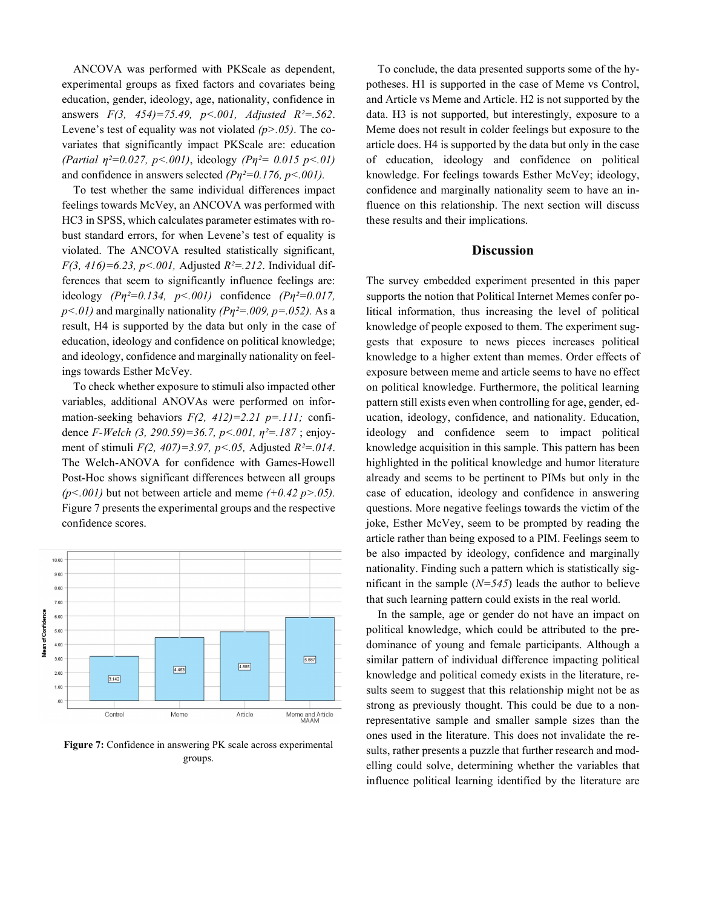ANCOVA was performed with PKScale as dependent, experimental groups as fixed factors and covariates being education, gender, ideology, age, nationality, confidence in answers *$F(3, 454)=75.49$, $p<.001$, Adjusted $R^2=.562$*. Levene's test of equality was not violated *($p>.05$)*. The covariates that significantly impact PKScale are: education *(Partial $\eta^2=0.027$, $p<.001$)*, ideology *($P\eta^2= 0.015$ $p<.01$)* and confidence in answers selected *($P\eta^2=0.176$, $p<.001$).*

To test whether the same individual differences impact feelings towards McVey, an ANCOVA was performed with HC3 in SPSS, which calculates parameter estimates with robust standard errors, for when Levene's test of equality is violated. The ANCOVA resulted statistically significant, *$F(3, 416)=6.23$, $p<.001$,* Adjusted $R^2=.212$. Individual differences that seem to significantly influence feelings are: ideology *($P\eta^2=0.134$, $p<.001$)* confidence *($P\eta^2=0.017$, $p<.01$)* and marginally nationality *($P\eta^2=.009$, $p=.052$).* As a result, H4 is supported by the data but only in the case of education, ideology and confidence on political knowledge; and ideology, confidence and marginally nationality on feelings towards Esther McVey.

To check whether exposure to stimuli also impacted other variables, additional ANOVAs were performed on information-seeking behaviors *$F(2, 412)=2.21$ $p=.111$;* confidence *F-Welch $(3, 290.59)=36.7$, $p<.001$, $\eta^2=.187$* ; enjoyment of stimuli *$F(2, 407)=3.97$, $p<.05$,* Adjusted $R^2=.014$. The Welch-ANOVA for confidence with Games-Howell Post-Hoc shows significant differences between all groups *($p<.001$)* but not between article and meme *($+0.42$ $p>.05$).* Figure 7 presents the experimental groups and the respective confidence scores.

10.00
9.00
8.00
7.00
6.00
5.00
4.00
3.00
2.00
1.00
.00
Mean of Confidence
3.142
4.463
4.885
5.867
Control
Meme
Article
Meme and Article MAAM

**Figure 7:** Confidence in answering PK scale across experimental groups.

To conclude, the data presented supports some of the hypotheses. H1 is supported in the case of Meme vs Control, and Article vs Meme and Article. H2 is not supported by the data. H3 is not supported, but interestingly, exposure to a Meme does not result in colder feelings but exposure to the article does. H4 is supported by the data but only in the case of education, ideology and confidence on political knowledge. For feelings towards Esther McVey; ideology, confidence and marginally nationality seem to have an influence on this relationship. The next section will discuss these results and their implications.

## Discussion

The survey embedded experiment presented in this paper supports the notion that Political Internet Memes confer political information, thus increasing the level of political knowledge of people exposed to them. The experiment suggests that exposure to news pieces increases political knowledge to a higher extent than memes. Order effects of exposure between meme and article seems to have no effect on political knowledge. Furthermore, the political learning pattern still exists even when controlling for age, gender, education, ideology, confidence, and nationality. Education, ideology and confidence seem to impact political knowledge acquisition in this sample. This pattern has been highlighted in the political knowledge and humor literature already and seems to be pertinent to PIMs but only in the case of education, ideology and confidence in answering questions. More negative feelings towards the victim of the joke, Esther McVey, seem to be prompted by reading the article rather than being exposed to a PIM. Feelings seem to be also impacted by ideology, confidence and marginally nationality. Finding such a pattern which is statistically significant in the sample (*$N=545$*) leads the author to believe that such learning pattern could exists in the real world.

In the sample, age or gender do not have an impact on political knowledge, which could be attributed to the predominance of young and female participants. Although a similar pattern of individual difference impacting political knowledge and political comedy exists in the literature, results seem to suggest that this relationship might not be as strong as previously thought. This could be due to a non-representative sample and smaller sample sizes than the ones used in the literature. This does not invalidate the results, rather presents a puzzle that further research and modelling could solve, determining whether the variables that influence political learning identified by the literature are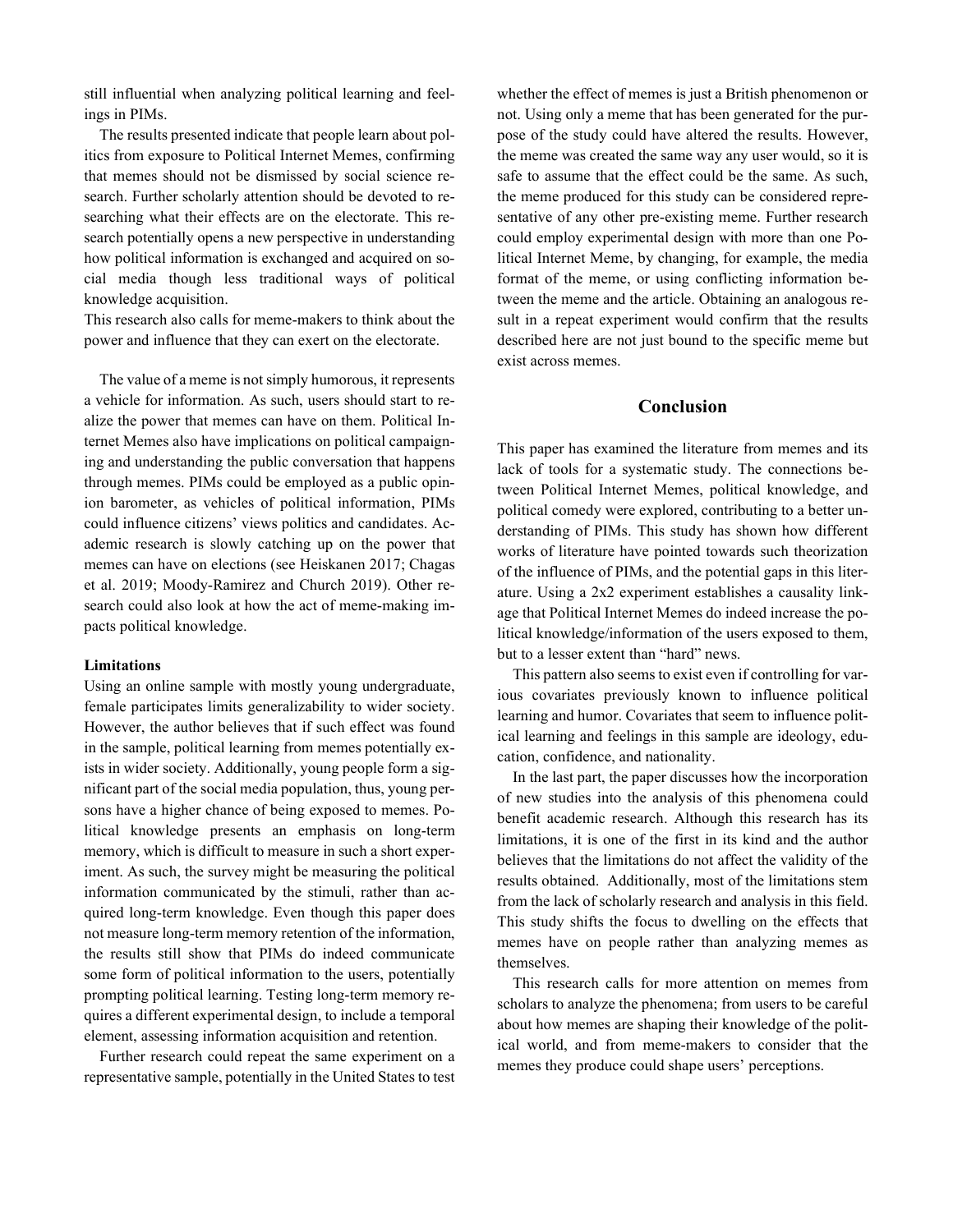still influential when analyzing political learning and feelings in PIMs.

The results presented indicate that people learn about politics from exposure to Political Internet Memes, confirming that memes should not be dismissed by social science research. Further scholarly attention should be devoted to researching what their effects are on the electorate. This research potentially opens a new perspective in understanding how political information is exchanged and acquired on social media though less traditional ways of political knowledge acquisition.

This research also calls for meme-makers to think about the power and influence that they can exert on the electorate.

The value of a meme is not simply humorous, it represents a vehicle for information. As such, users should start to realize the power that memes can have on them. Political Internet Memes also have implications on political campaigning and understanding the public conversation that happens through memes. PIMs could be employed as a public opinion barometer, as vehicles of political information, PIMs could influence citizens' views politics and candidates. Academic research is slowly catching up on the power that memes can have on elections (see Heiskanen 2017; Chagas et al. 2019; Moody-Ramirez and Church 2019). Other research could also look at how the act of meme-making impacts political knowledge.

**Limitations**

Using an online sample with mostly young undergraduate, female participates limits generalizability to wider society. However, the author believes that if such effect was found in the sample, political learning from memes potentially exists in wider society. Additionally, young people form a significant part of the social media population, thus, young persons have a higher chance of being exposed to memes. Political knowledge presents an emphasis on long-term memory, which is difficult to measure in such a short experiment. As such, the survey might be measuring the political information communicated by the stimuli, rather than acquired long-term knowledge. Even though this paper does not measure long-term memory retention of the information, the results still show that PIMs do indeed communicate some form of political information to the users, potentially prompting political learning. Testing long-term memory requires a different experimental design, to include a temporal element, assessing information acquisition and retention.

Further research could repeat the same experiment on a representative sample, potentially in the United States to test whether the effect of memes is just a British phenomenon or not. Using only a meme that has been generated for the purpose of the study could have altered the results. However, the meme was created the same way any user would, so it is safe to assume that the effect could be the same. As such, the meme produced for this study can be considered representative of any other pre-existing meme. Further research could employ experimental design with more than one Political Internet Meme, by changing, for example, the media format of the meme, or using conflicting information between the meme and the article. Obtaining an analogous result in a repeat experiment would confirm that the results described here are not just bound to the specific meme but exist across memes.

## Conclusion

This paper has examined the literature from memes and its lack of tools for a systematic study. The connections between Political Internet Memes, political knowledge, and political comedy were explored, contributing to a better understanding of PIMs. This study has shown how different works of literature have pointed towards such theorization of the influence of PIMs, and the potential gaps in this literature. Using a 2x2 experiment establishes a causality linkage that Political Internet Memes do indeed increase the political knowledge/information of the users exposed to them, but to a lesser extent than "hard" news.

This pattern also seems to exist even if controlling for various covariates previously known to influence political learning and humor. Covariates that seem to influence political learning and feelings in this sample are ideology, education, confidence, and nationality.

In the last part, the paper discusses how the incorporation of new studies into the analysis of this phenomena could benefit academic research. Although this research has its limitations, it is one of the first in its kind and the author believes that the limitations do not affect the validity of the results obtained. Additionally, most of the limitations stem from the lack of scholarly research and analysis in this field. This study shifts the focus to dwelling on the effects that memes have on people rather than analyzing memes as themselves.

This research calls for more attention on memes from scholars to analyze the phenomena; from users to be careful about how memes are shaping their knowledge of the political world, and from meme-makers to consider that the memes they produce could shape users' perceptions.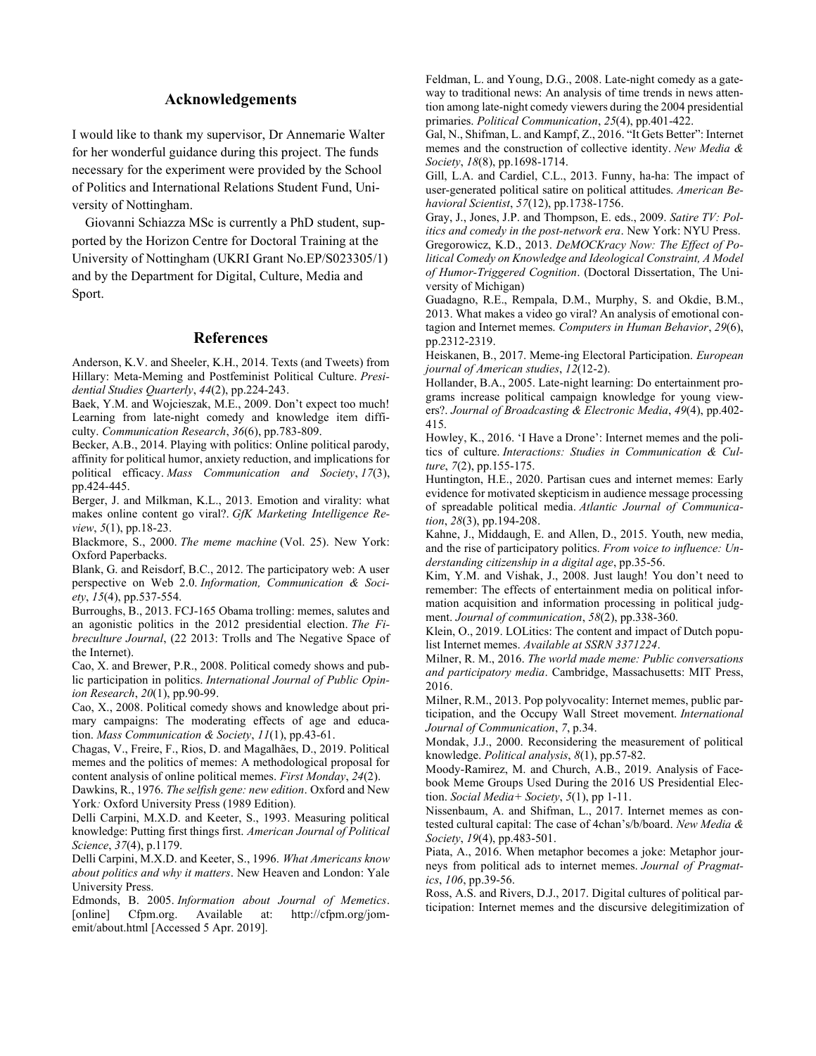## Acknowledgements

I would like to thank my supervisor, Dr Annemarie Walter for her wonderful guidance during this project. The funds necessary for the experiment were provided by the School of Politics and International Relations Student Fund, University of Nottingham.

Giovanni Schiazza MSc is currently a PhD student, supported by the Horizon Centre for Doctoral Training at the University of Nottingham (UKRI Grant No.EP/S023305/1) and by the Department for Digital, Culture, Media and Sport.

## References

Anderson, K.V. and Sheeler, K.H., 2014. Texts (and Tweets) from Hillary: Meta-Meming and Postfeminist Political Culture. *Presidential Studies Quarterly*, *44*(2), pp.224-243.

Baek, Y.M. and Wojcieszak, M.E., 2009. Don't expect too much! Learning from late-night comedy and knowledge item difficulty. *Communication Research*, *36*(6), pp.783-809.

Becker, A.B., 2014. Playing with politics: Online political parody, affinity for political humor, anxiety reduction, and implications for political efficacy. *Mass Communication and Society*, *17*(3), pp.424-445.

Berger, J. and Milkman, K.L., 2013. Emotion and virality: what makes online content go viral?. *GfK Marketing Intelligence Review*, *5*(1), pp.18-23.

Blackmore, S., 2000. *The meme machine* (Vol. 25). New York: Oxford Paperbacks.

Blank, G. and Reisdorf, B.C., 2012. The participatory web: A user perspective on Web 2.0. *Information, Communication & Society*, *15*(4), pp.537-554.

Burroughs, B., 2013. FCJ-165 Obama trolling: memes, salutes and an agonistic politics in the 2012 presidential election. *The Fibreculture Journal*, (22 2013: Trolls and The Negative Space of the Internet).

Cao, X. and Brewer, P.R., 2008. Political comedy shows and public participation in politics. *International Journal of Public Opinion Research*, *20*(1), pp.90-99.

Cao, X., 2008. Political comedy shows and knowledge about primary campaigns: The moderating effects of age and education. *Mass Communication & Society*, *11*(1), pp.43-61.

Chagas, V., Freire, F., Rios, D. and Magalhães, D., 2019. Political memes and the politics of memes: A methodological proposal for content analysis of online political memes. *First Monday*, *24*(2).

Dawkins, R., 1976. *The selfish gene: new edition*. Oxford and New York*:* Oxford University Press (1989 Edition).

Delli Carpini, M.X.D. and Keeter, S., 1993. Measuring political knowledge: Putting first things first. *American Journal of Political Science*, *37*(4), p.1179.

Delli Carpini, M.X.D. and Keeter, S., 1996. *What Americans know about politics and why it matters*. New Heaven and London: Yale University Press.

Edmonds, B. 2005. *Information about Journal of Memetics*. [online] Cfpm.org. Available at: http://cfpm.org/jom-emit/about.html [Accessed 5 Apr. 2019].

Feldman, L. and Young, D.G., 2008. Late-night comedy as a gateway to traditional news: An analysis of time trends in news attention among late-night comedy viewers during the 2004 presidential primaries. *Political Communication*, *25*(4), pp.401-422.

Gal, N., Shifman, L. and Kampf, Z., 2016. "It Gets Better": Internet memes and the construction of collective identity. *New Media & Society*, *18*(8), pp.1698-1714.

Gill, L.A. and Cardiel, C.L., 2013. Funny, ha-ha: The impact of user-generated political satire on political attitudes. *American Behavioral Scientist*, *57*(12), pp.1738-1756.

Gray, J., Jones, J.P. and Thompson, E. eds., 2009. *Satire TV: Politics and comedy in the post-network era*. New York: NYU Press.

Gregorowicz, K.D., 2013. *DeMOCKracy Now: The Effect of Political Comedy on Knowledge and Ideological Constraint, A Model of Humor-Triggered Cognition*. (Doctoral Dissertation, The University of Michigan)

Guadagno, R.E., Rempala, D.M., Murphy, S. and Okdie, B.M., 2013. What makes a video go viral? An analysis of emotional contagion and Internet memes. *Computers in Human Behavior*, *29*(6), pp.2312-2319.

Heiskanen, B., 2017. Meme-ing Electoral Participation. *European journal of American studies*, *12*(12-2).

Hollander, B.A., 2005. Late-night learning: Do entertainment programs increase political campaign knowledge for young viewers?. *Journal of Broadcasting & Electronic Media*, *49*(4), pp.402-415.

Howley, K., 2016. 'I Have a Drone': Internet memes and the politics of culture. *Interactions: Studies in Communication & Culture*, *7*(2), pp.155-175.

Huntington, H.E., 2020. Partisan cues and internet memes: Early evidence for motivated skepticism in audience message processing of spreadable political media. *Atlantic Journal of Communication*, *28*(3), pp.194-208.

Kahne, J., Middaugh, E. and Allen, D., 2015. Youth, new media, and the rise of participatory politics. *From voice to influence: Understanding citizenship in a digital age*, pp.35-56.

Kim, Y.M. and Vishak, J., 2008. Just laugh! You don't need to remember: The effects of entertainment media on political information acquisition and information processing in political judgment. *Journal of communication*, *58*(2), pp.338-360.

Klein, O., 2019. LOLitics: The content and impact of Dutch populist Internet memes. *Available at SSRN 3371224*.

Milner, R. M., 2016. *The world made meme: Public conversations and participatory media*. Cambridge, Massachusetts: MIT Press, 2016.

Milner, R.M., 2013. Pop polyvocality: Internet memes, public participation, and the Occupy Wall Street movement. *International Journal of Communication*, *7*, p.34.

Mondak, J.J., 2000. Reconsidering the measurement of political knowledge. *Political analysis*, *8*(1), pp.57-82.

Moody-Ramirez, M. and Church, A.B., 2019. Analysis of Facebook Meme Groups Used During the 2016 US Presidential Election. *Social Media+ Society*, *5*(1), pp 1-11.

Nissenbaum, A. and Shifman, L., 2017. Internet memes as contested cultural capital: The case of 4chan's/b/board. *New Media & Society*, *19*(4), pp.483-501.

Piata, A., 2016. When metaphor becomes a joke: Metaphor journeys from political ads to internet memes. *Journal of Pragmatics*, *106*, pp.39-56.

Ross, A.S. and Rivers, D.J., 2017. Digital cultures of political participation: Internet memes and the discursive delegitimization of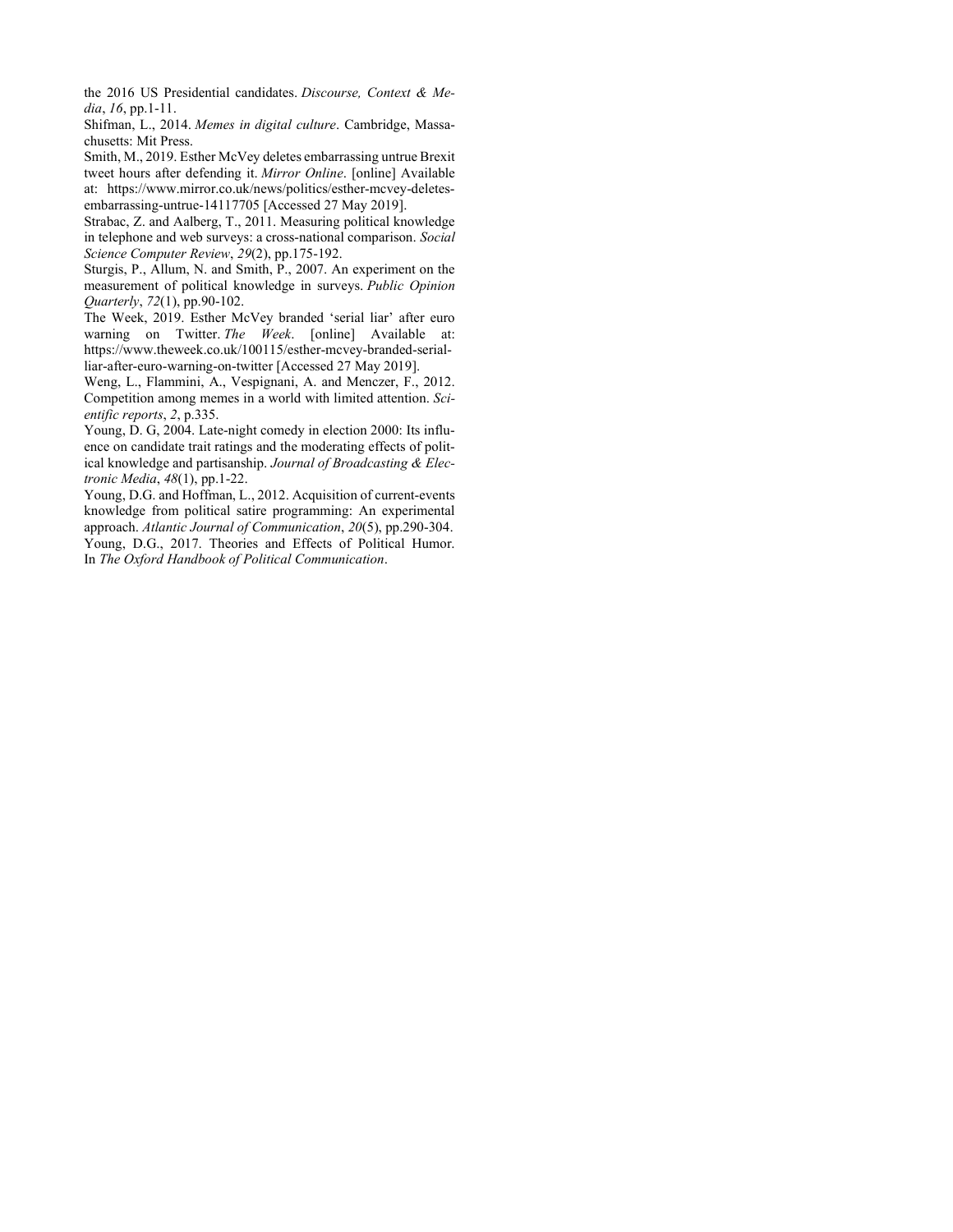the 2016 US Presidential candidates. *Discourse, Context & Media*, *16*, pp.1-11.

Shifman, L., 2014. *Memes in digital culture*. Cambridge, Massachusetts: Mit Press.

Smith, M., 2019. Esther McVey deletes embarrassing untrue Brexit tweet hours after defending it. *Mirror Online*. [online] Available at: https://www.mirror.co.uk/news/politics/esther-mcvey-deletes-embarrassing-untrue-14117705 [Accessed 27 May 2019].

Strabac, Z. and Aalberg, T., 2011. Measuring political knowledge in telephone and web surveys: a cross-national comparison. *Social Science Computer Review*, *29*(2), pp.175-192.

Sturgis, P., Allum, N. and Smith, P., 2007. An experiment on the measurement of political knowledge in surveys. *Public Opinion Quarterly*, *72*(1), pp.90-102.

The Week, 2019. Esther McVey branded 'serial liar' after euro warning on Twitter. *The Week*. [online] Available at: https://www.theweek.co.uk/100115/esther-mcvey-branded-serial-liar-after-euro-warning-on-twitter [Accessed 27 May 2019].

Weng, L., Flammini, A., Vespignani, A. and Menczer, F., 2012. Competition among memes in a world with limited attention. *Scientific reports*, *2*, p.335.

Young, D. G, 2004. Late-night comedy in election 2000: Its influence on candidate trait ratings and the moderating effects of political knowledge and partisanship. *Journal of Broadcasting & Electronic Media*, *48*(1), pp.1-22.

Young, D.G. and Hoffman, L., 2012. Acquisition of current-events knowledge from political satire programming: An experimental approach. *Atlantic Journal of Communication*, *20*(5), pp.290-304.

Young, D.G., 2017. Theories and Effects of Political Humor. In *The Oxford Handbook of Political Communication*.